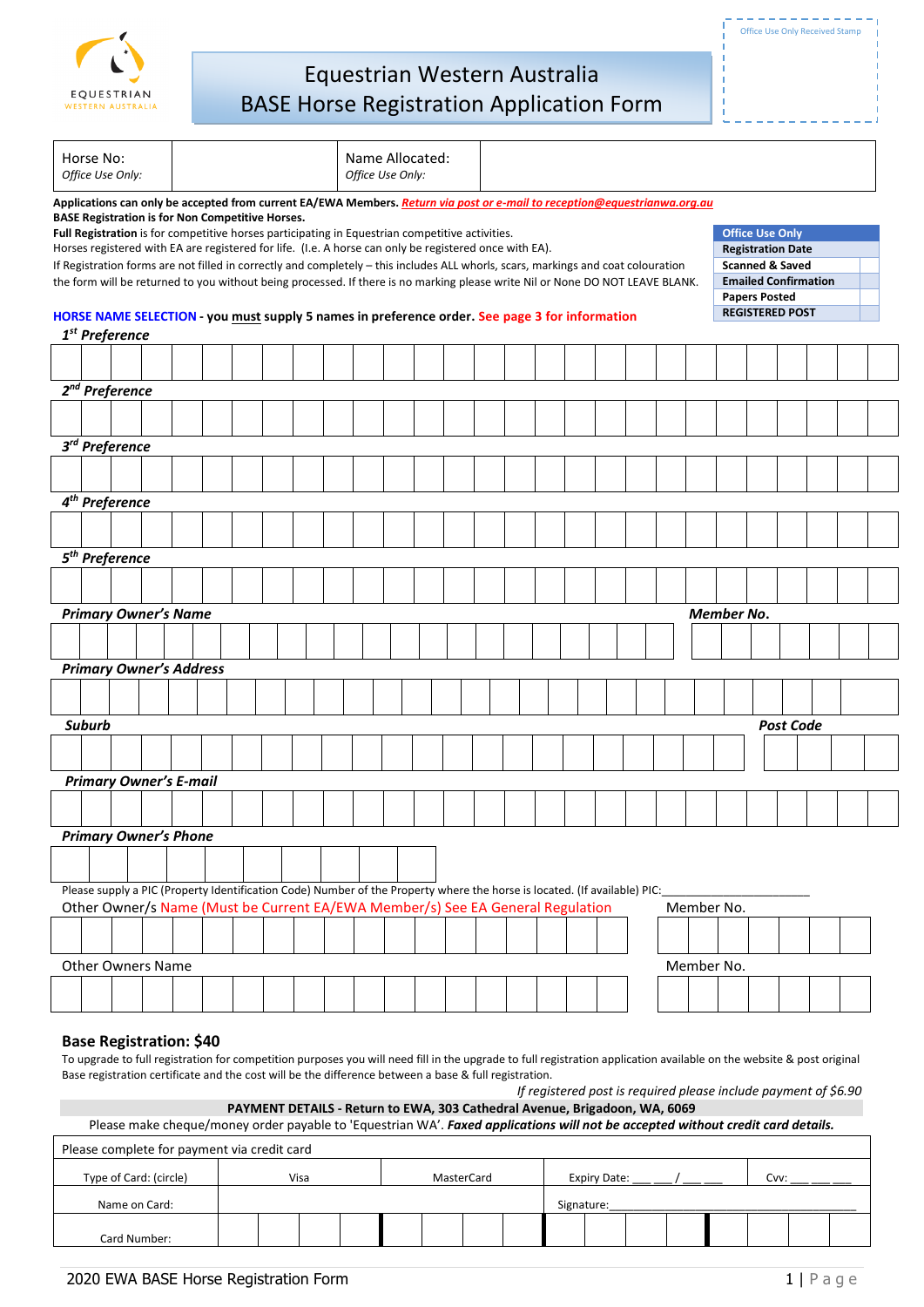Office Use Only Received Stamp

# Equestrian Western Australia
# BASE Horse Registration Application Form

| Horse No: *Office Use Only:* | | Name Allocated: *Office Use Only:* | |
|---|---|---|---|

**Applications can only be accepted from current EA/EWA Members.** ***Return via post or e-mail to reception@equestrianwa.org.au***
**BASE Registration is for Non Competitive Horses.**
**Full Registration** is for competitive horses participating in Equestrian competitive activities.
Horses registered with EA are registered for life. (I.e. A horse can only be registered once with EA).
If Registration forms are not filled in correctly and completely – this includes ALL whorls, scars, markings and coat colouration the form will be returned to you without being processed. If there is no marking please write Nil or None DO NOT LEAVE BLANK.

| Office Use Only | |
|---|---|
| Registration Date | |
| Scanned & Saved | |
| Emailed Confirmation | |
| Papers Posted | |
| REGISTERED POST | |

**HORSE NAME SELECTION - you must supply 5 names in preference order. See page 3 for information**

***1st Preference***

***2nd Preference***

***3rd Preference***

***4th Preference***

***5th Preference***

***Primary Owner's Name*** — ***Member No.***

***Primary Owner's Address***

***Suburb*** — ***Post Code***

***Primary Owner's E-mail***

***Primary Owner's Phone***

Please supply a PIC (Property Identification Code) Number of the Property where the horse is located. (If available) PIC:_______________________

Other Owner/s Name (Must be Current EA/EWA Member/s) See EA General Regulation — Member No.

Other Owners Name — Member No.

## Base Registration: $40

To upgrade to full registration for competition purposes you will need fill in the upgrade to full registration application available on the website & post original Base registration certificate and the cost will be the difference between a base & full registration.

*If registered post is required please include payment of $6.90*

**PAYMENT DETAILS - Return to EWA, 303 Cathedral Avenue, Brigadoon, WA, 6069**

Please make cheque/money order payable to 'Equestrian WA'. ***Faxed applications will not be accepted without credit card details.***

| Please complete for payment via credit card | | | | |
|---|---|---|---|---|
| Type of Card: (circle) | Visa | MasterCard | Expiry Date: ___ ___/___ ___ | Cvv: ___ ___ ___ |
| Name on Card: | | | Signature:_______________________ | |
| Card Number: | | | | |

2020 EWA BASE Horse Registration Form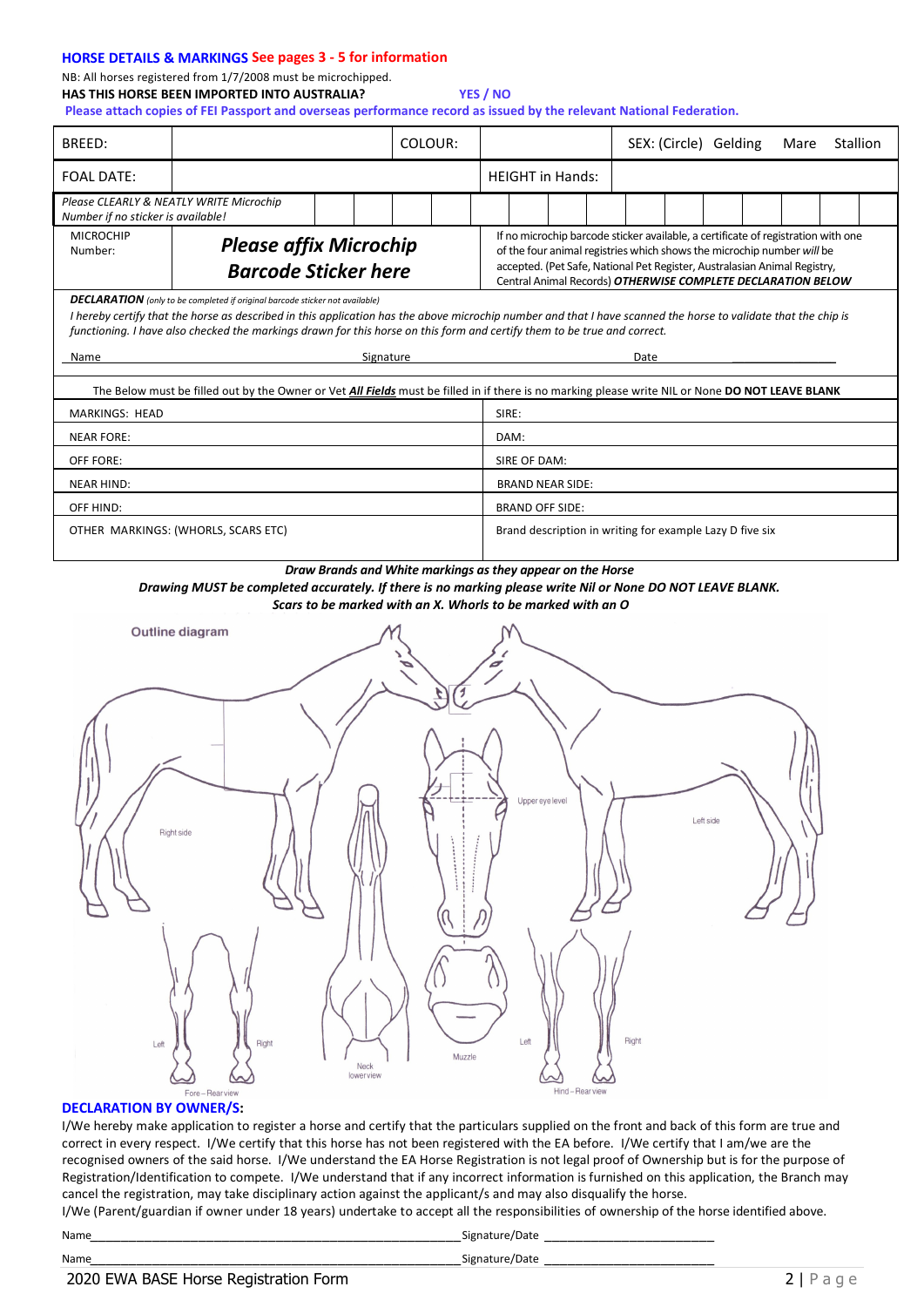## HORSE DETAILS & MARKINGS See pages 3 - 5 for information

NB: All horses registered from 1/7/2008 must be microchipped.

**HAS THIS HORSE BEEN IMPORTED INTO AUSTRALIA?** **YES / NO**

**Please attach copies of FEI Passport and overseas performance record as issued by the relevant National Federation.**

| BREED: | | COLOUR: | | SEX: (Circle) Gelding Mare Stallion |
|---|---|---|---|---|
| FOAL DATE: | | | HEIGHT in Hands: | |

| *Please CLEARLY & NEATLY WRITE Microchip Number if no sticker is available!* | | | | | | | | | | | | | | | | |
|---|---|---|---|---|---|---|---|---|---|---|---|---|---|---|---|---|

| MICROCHIP Number: | ***Please affix Microchip Barcode Sticker here*** | If no microchip barcode sticker available, a certificate of registration with one of the four animal registries which shows the microchip number *will* be accepted. (Pet Safe, National Pet Register, Australasian Animal Registry, Central Animal Records) ***OTHERWISE COMPLETE DECLARATION BELOW*** |
|---|---|---|

***DECLARATION*** *(only to be completed if original barcode sticker not available)*

*I hereby certify that the horse as described in this application has the above microchip number and that I have scanned the horse to validate that the chip is functioning. I have also checked the markings drawn for this horse on this form and certify them to be true and correct.*

Name\_\_\_\_\_\_\_\_\_\_\_\_\_\_\_\_\_\_\_\_ Signature\_\_\_\_\_\_\_\_\_\_\_\_\_\_\_\_\_\_\_\_ Date\_\_\_\_\_\_\_\_\_\_\_\_\_\_\_\_\_\_\_\_

The Below must be filled out by the Owner or Vet ***All Fields*** must be filled in if there is no marking please write NIL or None **DO NOT LEAVE BLANK**

| | |
|---|---|
| MARKINGS: HEAD | SIRE: |
| NEAR FORE: | DAM: |
| OFF FORE: | SIRE OF DAM: |
| NEAR HIND: | BRAND NEAR SIDE: |
| OFF HIND: | BRAND OFF SIDE: |
| OTHER MARKINGS: (WHORLS, SCARS ETC) | Brand description in writing for example Lazy D five six |

***Draw Brands and White markings as they appear on the Horse***

***Drawing MUST be completed accurately. If there is no marking please write Nil or None DO NOT LEAVE BLANK.***

***Scars to be marked with an X. Whorls to be marked with an O***

Outline diagram

Right side | Upper eye level | Left side | Left | Right | Fore – Rear view | Neck lower view | Muzzle | Left | Right | Hind – Rear view

### DECLARATION BY OWNER/S:

I/We hereby make application to register a horse and certify that the particulars supplied on the front and back of this form are true and correct in every respect. I/We certify that this horse has not been registered with the EA before. I/We certify that I am/we are the recognised owners of the said horse. I/We understand the EA Horse Registration is not legal proof of Ownership but is for the purpose of Registration/Identification to compete. I/We understand that if any incorrect information is furnished on this application, the Branch may cancel the registration, may take disciplinary action against the applicant/s and may also disqualify the horse.

I/We (Parent/guardian if owner under 18 years) undertake to accept all the responsibilities of ownership of the horse identified above.

Name\_\_\_\_\_\_\_\_\_\_\_\_\_\_\_\_\_\_\_\_\_\_\_\_\_\_\_\_\_\_\_\_\_\_\_\_\_\_\_\_ Signature/Date \_\_\_\_\_\_\_\_\_\_\_\_\_\_\_\_\_\_\_\_\_\_\_\_\_\_

Name\_\_\_\_\_\_\_\_\_\_\_\_\_\_\_\_\_\_\_\_\_\_\_\_\_\_\_\_\_\_\_\_\_\_\_\_\_\_\_\_ Signature/Date \_\_\_\_\_\_\_\_\_\_\_\_\_\_\_\_\_\_\_\_\_\_\_\_\_\_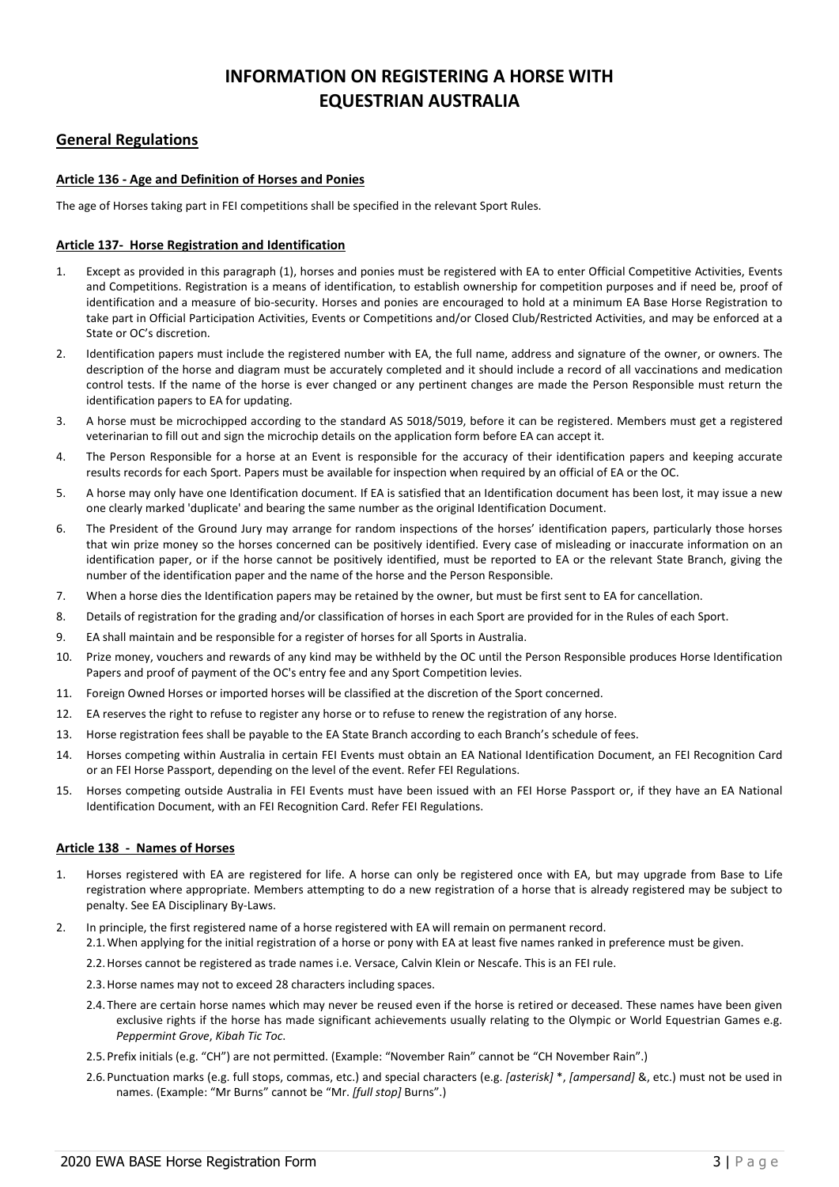# INFORMATION ON REGISTERING A HORSE WITH EQUESTRIAN AUSTRALIA

## General Regulations

### Article 136 - Age and Definition of Horses and Ponies

The age of Horses taking part in FEI competitions shall be specified in the relevant Sport Rules.

### Article 137- Horse Registration and Identification

1. Except as provided in this paragraph (1), horses and ponies must be registered with EA to enter Official Competitive Activities, Events and Competitions. Registration is a means of identification, to establish ownership for competition purposes and if need be, proof of identification and a measure of bio-security. Horses and ponies are encouraged to hold at a minimum EA Base Horse Registration to take part in Official Participation Activities, Events or Competitions and/or Closed Club/Restricted Activities, and may be enforced at a State or OC's discretion.
2. Identification papers must include the registered number with EA, the full name, address and signature of the owner, or owners. The description of the horse and diagram must be accurately completed and it should include a record of all vaccinations and medication control tests. If the name of the horse is ever changed or any pertinent changes are made the Person Responsible must return the identification papers to EA for updating.
3. A horse must be microchipped according to the standard AS 5018/5019, before it can be registered. Members must get a registered veterinarian to fill out and sign the microchip details on the application form before EA can accept it.
4. The Person Responsible for a horse at an Event is responsible for the accuracy of their identification papers and keeping accurate results records for each Sport. Papers must be available for inspection when required by an official of EA or the OC.
5. A horse may only have one Identification document. If EA is satisfied that an Identification document has been lost, it may issue a new one clearly marked 'duplicate' and bearing the same number as the original Identification Document.
6. The President of the Ground Jury may arrange for random inspections of the horses' identification papers, particularly those horses that win prize money so the horses concerned can be positively identified. Every case of misleading or inaccurate information on an identification paper, or if the horse cannot be positively identified, must be reported to EA or the relevant State Branch, giving the number of the identification paper and the name of the horse and the Person Responsible.
7. When a horse dies the Identification papers may be retained by the owner, but must be first sent to EA for cancellation.
8. Details of registration for the grading and/or classification of horses in each Sport are provided for in the Rules of each Sport.
9. EA shall maintain and be responsible for a register of horses for all Sports in Australia.
10. Prize money, vouchers and rewards of any kind may be withheld by the OC until the Person Responsible produces Horse Identification Papers and proof of payment of the OC's entry fee and any Sport Competition levies.
11. Foreign Owned Horses or imported horses will be classified at the discretion of the Sport concerned.
12. EA reserves the right to refuse to register any horse or to refuse to renew the registration of any horse.
13. Horse registration fees shall be payable to the EA State Branch according to each Branch's schedule of fees.
14. Horses competing within Australia in certain FEI Events must obtain an EA National Identification Document, an FEI Recognition Card or an FEI Horse Passport, depending on the level of the event. Refer FEI Regulations.
15. Horses competing outside Australia in FEI Events must have been issued with an FEI Horse Passport or, if they have an EA National Identification Document, with an FEI Recognition Card. Refer FEI Regulations.

### Article 138 - Names of Horses

1. Horses registered with EA are registered for life. A horse can only be registered once with EA, but may upgrade from Base to Life registration where appropriate. Members attempting to do a new registration of a horse that is already registered may be subject to penalty. See EA Disciplinary By-Laws.
2. In principle, the first registered name of a horse registered with EA will remain on permanent record.
   - 2.1. When applying for the initial registration of a horse or pony with EA at least five names ranked in preference must be given.
   - 2.2. Horses cannot be registered as trade names i.e. Versace, Calvin Klein or Nescafe. This is an FEI rule.
   - 2.3. Horse names may not to exceed 28 characters including spaces.
   - 2.4. There are certain horse names which may never be reused even if the horse is retired or deceased. These names have been given exclusive rights if the horse has made significant achievements usually relating to the Olympic or World Equestrian Games e.g. *Peppermint Grove*, *Kibah Tic Toc*.
   - 2.5. Prefix initials (e.g. "CH") are not permitted. (Example: "November Rain" cannot be "CH November Rain".)
   - 2.6. Punctuation marks (e.g. full stops, commas, etc.) and special characters (e.g. *[asterisk]* *, *[ampersand]* &, etc.) must not be used in names. (Example: "Mr Burns" cannot be "Mr. *[full stop]* Burns".)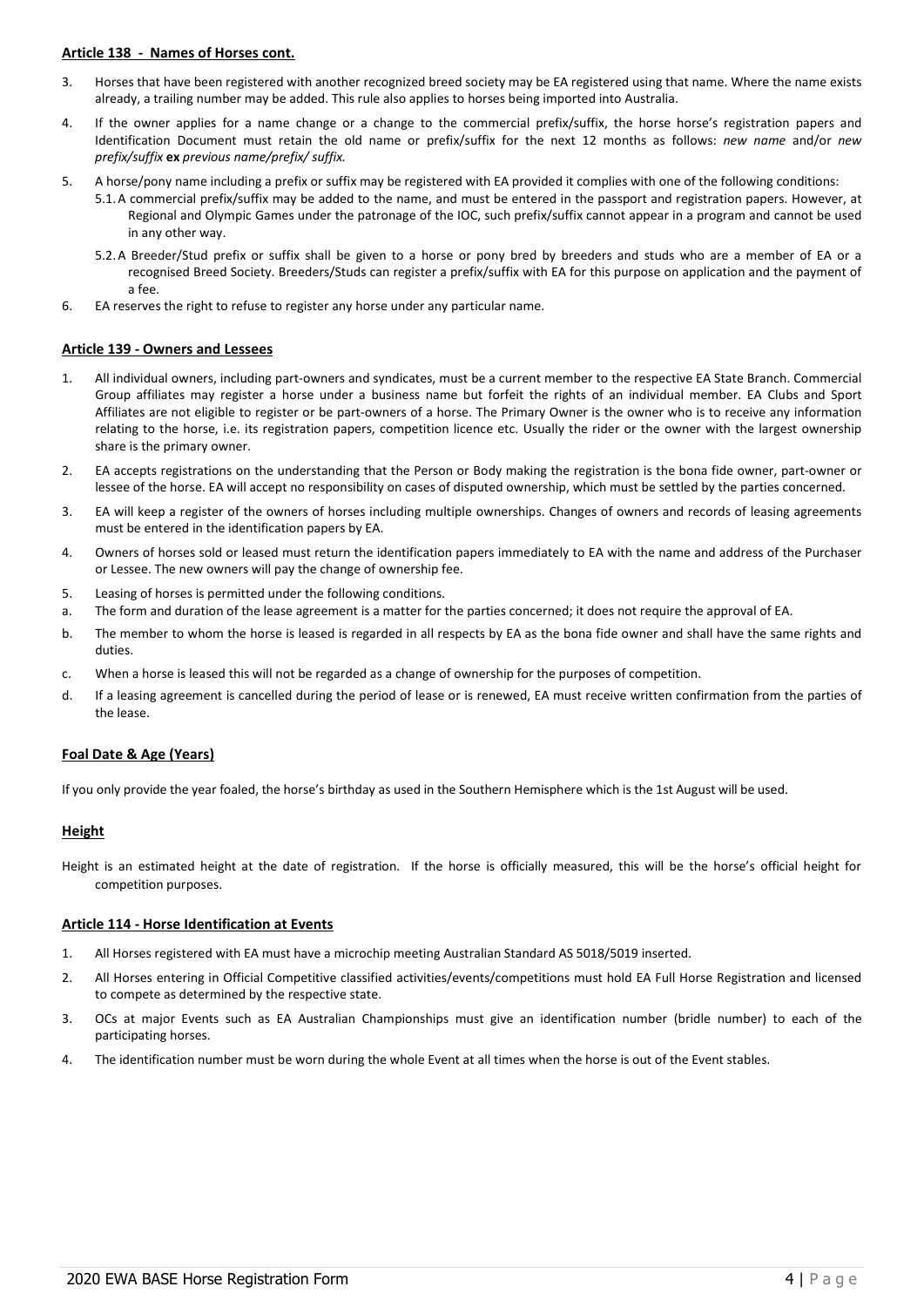## Article 138 - Names of Horses cont.

3. Horses that have been registered with another recognized breed society may be EA registered using that name. Where the name exists already, a trailing number may be added. This rule also applies to horses being imported into Australia.
4. If the owner applies for a name change or a change to the commercial prefix/suffix, the horse horse's registration papers and Identification Document must retain the old name or prefix/suffix for the next 12 months as follows: *new name* and/or *new prefix/suffix* **ex** *previous name/prefix/ suffix.*
5. A horse/pony name including a prefix or suffix may be registered with EA provided it complies with one of the following conditions:
   5.1. A commercial prefix/suffix may be added to the name, and must be entered in the passport and registration papers. However, at Regional and Olympic Games under the patronage of the IOC, such prefix/suffix cannot appear in a program and cannot be used in any other way.
   5.2. A Breeder/Stud prefix or suffix shall be given to a horse or pony bred by breeders and studs who are a member of EA or a recognised Breed Society. Breeders/Studs can register a prefix/suffix with EA for this purpose on application and the payment of a fee.
6. EA reserves the right to refuse to register any horse under any particular name.

## Article 139 - Owners and Lessees

1. All individual owners, including part-owners and syndicates, must be a current member to the respective EA State Branch. Commercial Group affiliates may register a horse under a business name but forfeit the rights of an individual member. EA Clubs and Sport Affiliates are not eligible to register or be part-owners of a horse. The Primary Owner is the owner who is to receive any information relating to the horse, i.e. its registration papers, competition licence etc. Usually the rider or the owner with the largest ownership share is the primary owner.
2. EA accepts registrations on the understanding that the Person or Body making the registration is the bona fide owner, part-owner or lessee of the horse. EA will accept no responsibility on cases of disputed ownership, which must be settled by the parties concerned.
3. EA will keep a register of the owners of horses including multiple ownerships. Changes of owners and records of leasing agreements must be entered in the identification papers by EA.
4. Owners of horses sold or leased must return the identification papers immediately to EA with the name and address of the Purchaser or Lessee. The new owners will pay the change of ownership fee.
5. Leasing of horses is permitted under the following conditions.

a. The form and duration of the lease agreement is a matter for the parties concerned; it does not require the approval of EA.
b. The member to whom the horse is leased is regarded in all respects by EA as the bona fide owner and shall have the same rights and duties.
c. When a horse is leased this will not be regarded as a change of ownership for the purposes of competition.
d. If a leasing agreement is cancelled during the period of lease or is renewed, EA must receive written confirmation from the parties of the lease.

## Foal Date & Age (Years)

If you only provide the year foaled, the horse's birthday as used in the Southern Hemisphere which is the 1st August will be used.

## Height

Height is an estimated height at the date of registration. If the horse is officially measured, this will be the horse's official height for competition purposes.

## Article 114 - Horse Identification at Events

1. All Horses registered with EA must have a microchip meeting Australian Standard AS 5018/5019 inserted.
2. All Horses entering in Official Competitive classified activities/events/competitions must hold EA Full Horse Registration and licensed to compete as determined by the respective state.
3. OCs at major Events such as EA Australian Championships must give an identification number (bridle number) to each of the participating horses.
4. The identification number must be worn during the whole Event at all times when the horse is out of the Event stables.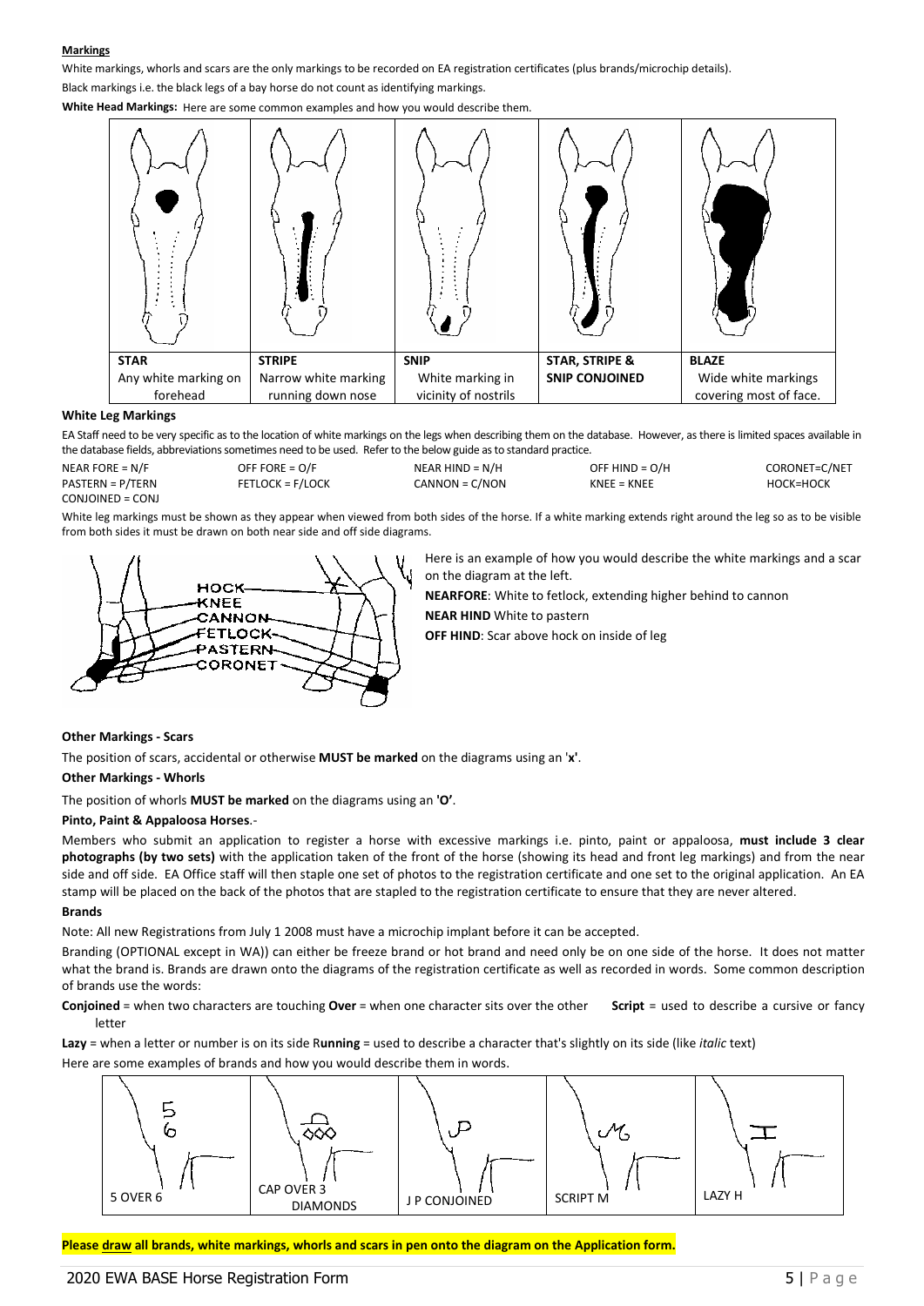**Markings**

White markings, whorls and scars are the only markings to be recorded on EA registration certificates (plus brands/microchip details).

Black markings i.e. the black legs of a bay horse do not count as identifying markings.

**White Head Markings:** Here are some common examples and how you would describe them.

| **STAR** | **STRIPE** | **SNIP** | **STAR, STRIPE & SNIP CONJOINED** | **BLAZE** |
|---|---|---|---|---|
| Any white marking on forehead | Narrow white marking running down nose | White marking in vicinity of nostrils | | Wide white markings covering most of face. |

**White Leg Markings**

EA Staff need to be very specific as to the location of white markings on the legs when describing them on the database. However, as there is limited spaces available in the database fields, abbreviations sometimes need to be used. Refer to the below guide as to standard practice.

| | | | | |
|---|---|---|---|---|
| NEAR FORE = N/F | OFF FORE = O/F | NEAR HIND = N/H | OFF HIND = O/H | CORONET=C/NET |
| PASTERN = P/TERN | FETLOCK = F/LOCK | CANNON = C/NON | KNEE = KNEE | HOCK=HOCK |
| CONJOINED = CONJ | | | | |

White leg markings must be shown as they appear when viewed from both sides of the horse. If a white marking extends right around the leg so as to be visible from both sides it must be drawn on both near side and off side diagrams.

HOCK
KNEE
CANNON
FETLOCK
PASTERN
CORONET

Here is an example of how you would describe the white markings and a scar on the diagram at the left.

**NEARFORE**: White to fetlock, extending higher behind to cannon

**NEAR HIND** White to pastern

**OFF HIND**: Scar above hock on inside of leg

**Other Markings - Scars**

The position of scars, accidental or otherwise **MUST be marked** on the diagrams using an '**x**'.

**Other Markings - Whorls**

The position of whorls **MUST be marked** on the diagrams using an **'O'**.

**Pinto, Paint & Appaloosa Horses**.-

Members who submit an application to register a horse with excessive markings i.e. pinto, paint or appaloosa, **must include 3 clear photographs (by two sets)** with the application taken of the front of the horse (showing its head and front leg markings) and from the near side and off side. EA Office staff will then staple one set of photos to the registration certificate and one set to the original application. An EA stamp will be placed on the back of the photos that are stapled to the registration certificate to ensure that they are never altered.

**Brands**

Note: All new Registrations from July 1 2008 must have a microchip implant before it can be accepted.

Branding (OPTIONAL except in WA)) can either be freeze brand or hot brand and need only be on one side of the horse. It does not matter what the brand is. Brands are drawn onto the diagrams of the registration certificate as well as recorded in words. Some common description of brands use the words:

**Conjoined** = when two characters are touching **Over** = when one character sits over the other **Script** = used to describe a cursive or fancy letter

**Lazy** = when a letter or number is on its side R**unning** = used to describe a character that's slightly on its side (like *italic* text)

Here are some examples of brands and how you would describe them in words.

| 5 OVER 6 | CAP OVER 3 DIAMONDS | J P CONJOINED | SCRIPT M | LAZY H |
|---|---|---|---|---|

**Please draw all brands, white markings, whorls and scars in pen onto the diagram on the Application form.**